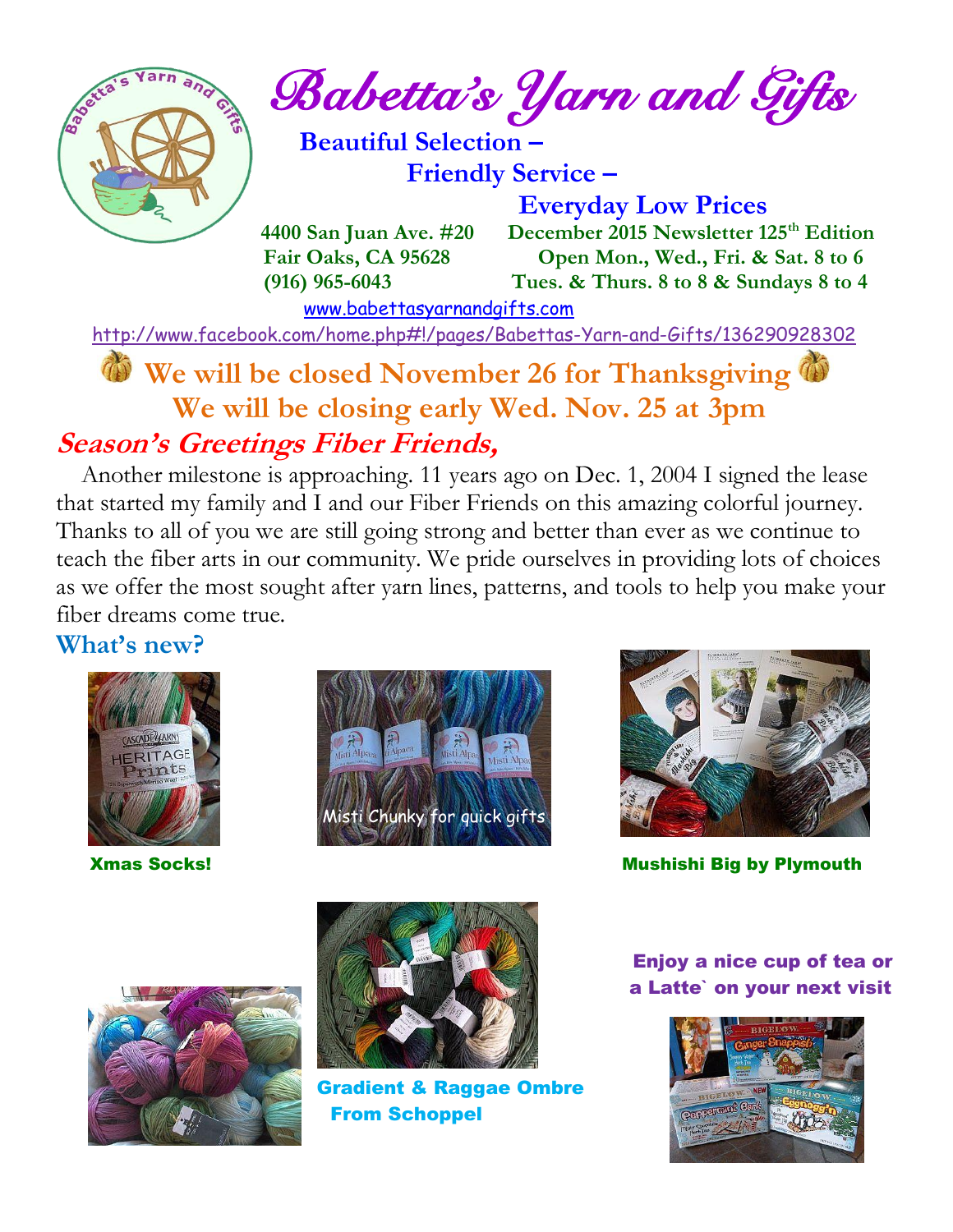# Babetta's Yarn and Gifts

**Beautiful Selection –**
**Friendly Service –**
**Everyday Low Prices**

**4400 San Juan Ave. #20**
**Fair Oaks, CA 95628**
**(916) 965-6043**

**December 2015 Newsletter 125th Edition**
**Open Mon., Wed., Fri. & Sat. 8 to 6**
**Tues. & Thurs. 8 to 8 & Sundays 8 to 4**

www.babettasyarnandgifts.com

http://www.facebook.com/home.php#!/pages/Babettas-Yarn-and-Gifts/136290928302

## We will be closed November 26 for Thanksgiving
## We will be closing early Wed. Nov. 25 at 3pm

## *Season's Greetings Fiber Friends,*

Another milestone is approaching. 11 years ago on Dec. 1, 2004 I signed the lease that started my family and I and our Fiber Friends on this amazing colorful journey. Thanks to all of you we are still going strong and better than ever as we continue to teach the fiber arts in our community. We pride ourselves in providing lots of choices as we offer the most sought after yarn lines, patterns, and tools to help you make your fiber dreams come true.

## What's new?

**Xmas Socks!**

Misti Chunky for quick gifts

**Mushishi Big by Plymouth**

**Gradient & Raggae Ombre From Schoppel**

**Enjoy a nice cup of tea or a Latte` on your next visit**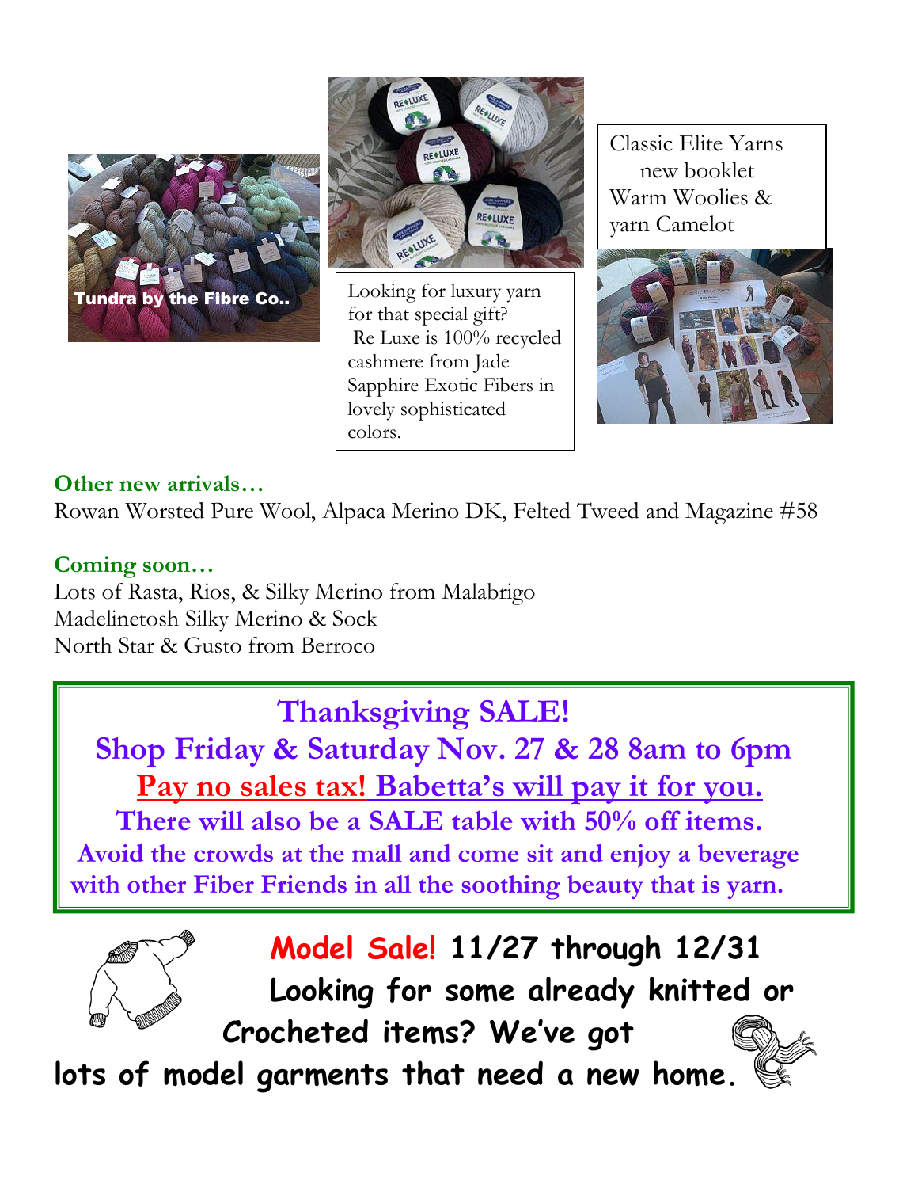Tundra by the Fibre Co..

Looking for luxury yarn for that special gift? Re Luxe is 100% recycled cashmere from Jade Sapphire Exotic Fibers in lovely sophisticated colors.

Classic Elite Yarns new booklet Warm Woolies & yarn Camelot

**Other new arrivals…**

Rowan Worsted Pure Wool, Alpaca Merino DK, Felted Tweed and Magazine #58

**Coming soon…**

Lots of Rasta, Rios, & Silky Merino from Malabrigo
Madelinetosh Silky Merino & Sock
North Star & Gusto from Berroco

## Thanksgiving SALE!

**Shop Friday & Saturday Nov. 27 & 28 8am to 6pm**

**Pay no sales tax! Babetta's will pay it for you.**

**There will also be a SALE table with 50% off items.**

**Avoid the crowds at the mall and come sit and enjoy a beverage with other Fiber Friends in all the soothing beauty that is yarn.**

**Model Sale! 11/27 through 12/31**

**Looking for some already knitted or Crocheted items? We've got lots of model garments that need a new home.**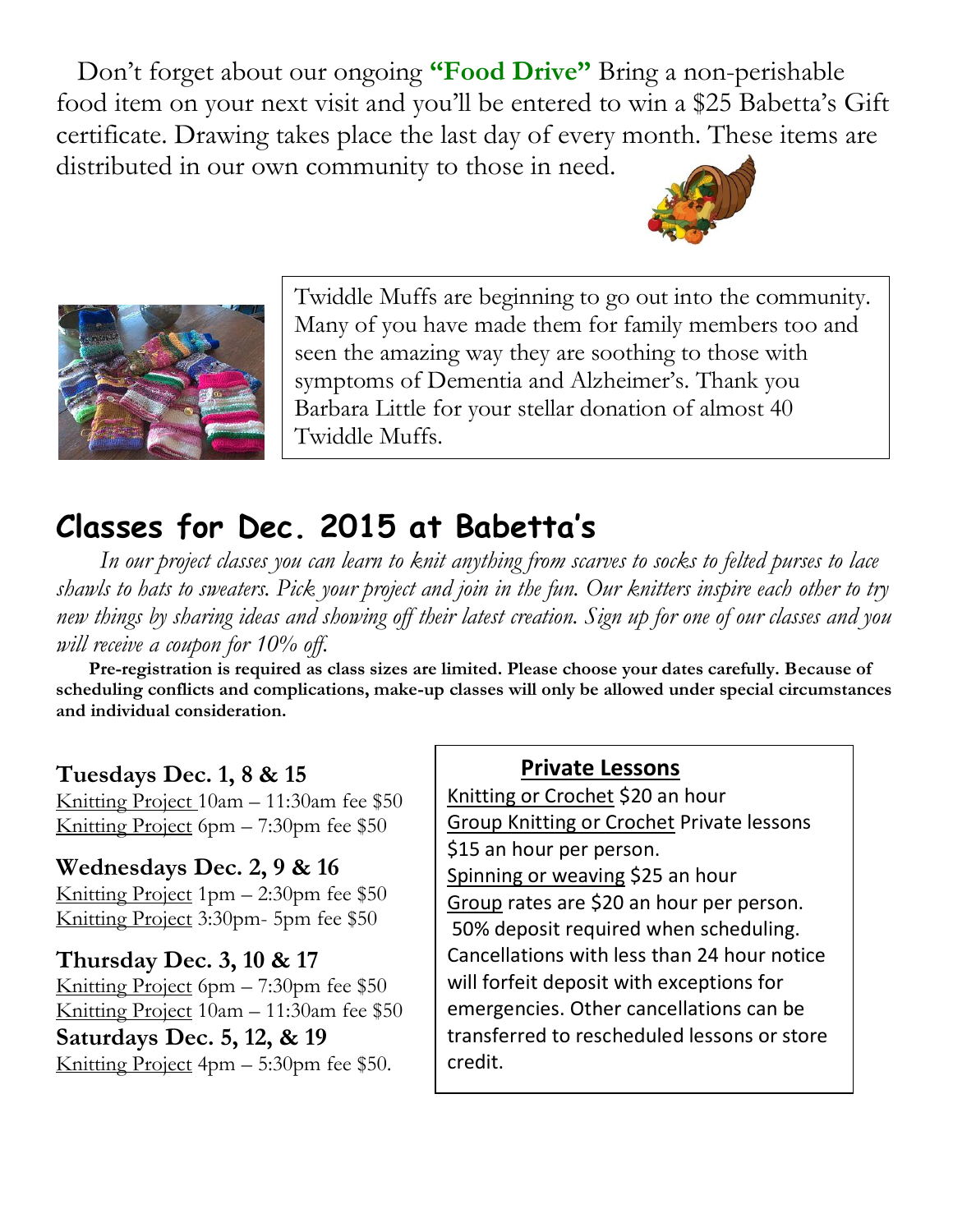Don't forget about our ongoing **"Food Drive"** Bring a non-perishable food item on your next visit and you'll be entered to win a $25 Babetta's Gift certificate. Drawing takes place the last day of every month. These items are distributed in our own community to those in need.

Twiddle Muffs are beginning to go out into the community. Many of you have made them for family members too and seen the amazing way they are soothing to those with symptoms of Dementia and Alzheimer's. Thank you Barbara Little for your stellar donation of almost 40 Twiddle Muffs.

# Classes for Dec. 2015 at Babetta's

*In our project classes you can learn to knit anything from scarves to socks to felted purses to lace shawls to hats to sweaters. Pick your project and join in the fun. Our knitters inspire each other to try new things by sharing ideas and showing off their latest creation. Sign up for one of our classes and you will receive a coupon for 10% off.*

**Pre-registration is required as class sizes are limited. Please choose your dates carefully. Because of scheduling conflicts and complications, make-up classes will only be allowed under special circumstances and individual consideration.**

**Tuesdays Dec. 1, 8 & 15**
Knitting Project 10am – 11:30am fee $50
Knitting Project 6pm – 7:30pm fee $50

**Wednesdays Dec. 2, 9 & 16**
Knitting Project 1pm – 2:30pm fee $50
Knitting Project 3:30pm- 5pm fee $50

**Thursday Dec. 3, 10 & 17**
Knitting Project 6pm – 7:30pm fee $50
Knitting Project 10am – 11:30am fee $50

**Saturdays Dec. 5, 12, & 19**
Knitting Project 4pm – 5:30pm fee $50.

**Private Lessons**

Knitting or Crochet $20 an hour
Group Knitting or Crochet Private lessons $15 an hour per person.
Spinning or weaving $25 an hour
Group rates are $20 an hour per person.
50% deposit required when scheduling. Cancellations with less than 24 hour notice will forfeit deposit with exceptions for emergencies. Other cancellations can be transferred to rescheduled lessons or store credit.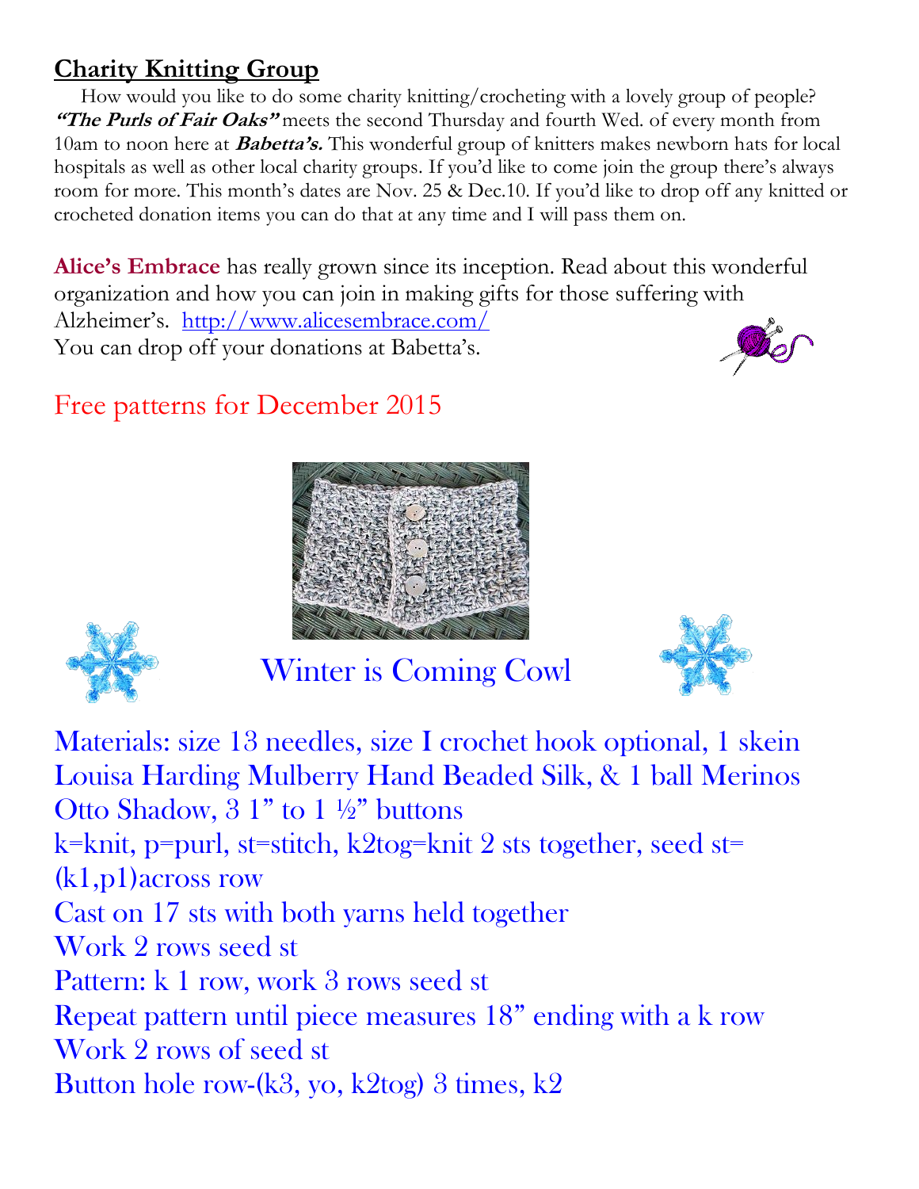## Charity Knitting Group

How would you like to do some charity knitting/crocheting with a lovely group of people? ***"The Purls of Fair Oaks"*** meets the second Thursday and fourth Wed. of every month from 10am to noon here at ***Babetta's.*** This wonderful group of knitters makes newborn hats for local hospitals as well as other local charity groups. If you'd like to come join the group there's always room for more. This month's dates are Nov. 25 & Dec.10. If you'd like to drop off any knitted or crocheted donation items you can do that at any time and I will pass them on.

**Alice's Embrace** has really grown since its inception. Read about this wonderful organization and how you can join in making gifts for those suffering with Alzheimer's. http://www.alicesembrace.com/
You can drop off your donations at Babetta's.

## Free patterns for December 2015

### Winter is Coming Cowl

Materials: size 13 needles, size I crochet hook optional, 1 skein Louisa Harding Mulberry Hand Beaded Silk, & 1 ball Merinos Otto Shadow, 3 1" to 1 ½" buttons

k=knit, p=purl, st=stitch, k2tog=knit 2 sts together, seed st=(k1,p1)across row

Cast on 17 sts with both yarns held together

Work 2 rows seed st

Pattern: k 1 row, work 3 rows seed st

Repeat pattern until piece measures 18" ending with a k row

Work 2 rows of seed st

Button hole row-(k3, yo, k2tog) 3 times, k2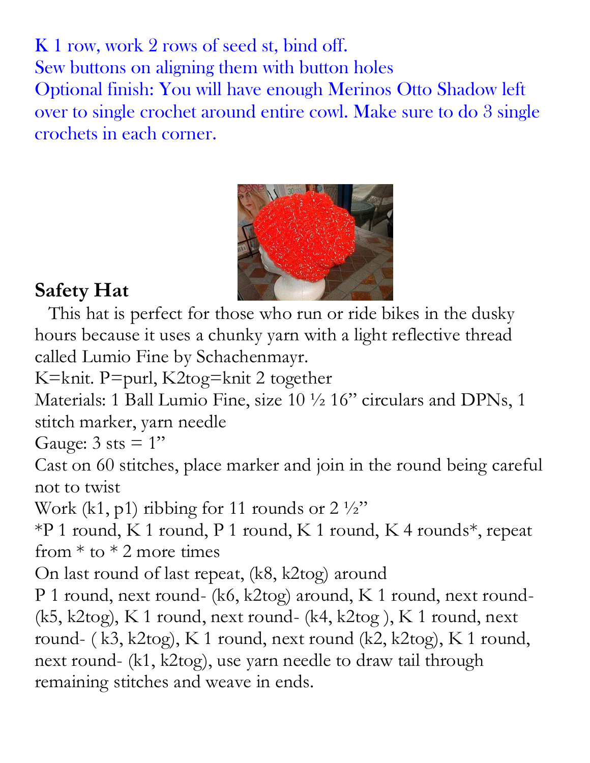K 1 row, work 2 rows of seed st, bind off.
Sew buttons on aligning them with button holes
Optional finish: You will have enough Merinos Otto Shadow left over to single crochet around entire cowl. Make sure to do 3 single crochets in each corner.

**Safety Hat**

This hat is perfect for those who run or ride bikes in the dusky hours because it uses a chunky yarn with a light reflective thread called Lumio Fine by Schachenmayr.

K=knit. P=purl, K2tog=knit 2 together

Materials: 1 Ball Lumio Fine, size 10 ½ 16" circulars and DPNs, 1 stitch marker, yarn needle

Gauge: 3 sts = 1"

Cast on 60 stitches, place marker and join in the round being careful not to twist

Work (k1, p1) ribbing for 11 rounds or 2 ½"

*P 1 round, K 1 round, P 1 round, K 1 round, K 4 rounds*, repeat from * to * 2 more times

On last round of last repeat, (k8, k2tog) around

P 1 round, next round- (k6, k2tog) around, K 1 round, next round- (k5, k2tog), K 1 round, next round- (k4, k2tog ), K 1 round, next round- ( k3, k2tog), K 1 round, next round (k2, k2tog), K 1 round, next round- (k1, k2tog), use yarn needle to draw tail through remaining stitches and weave in ends.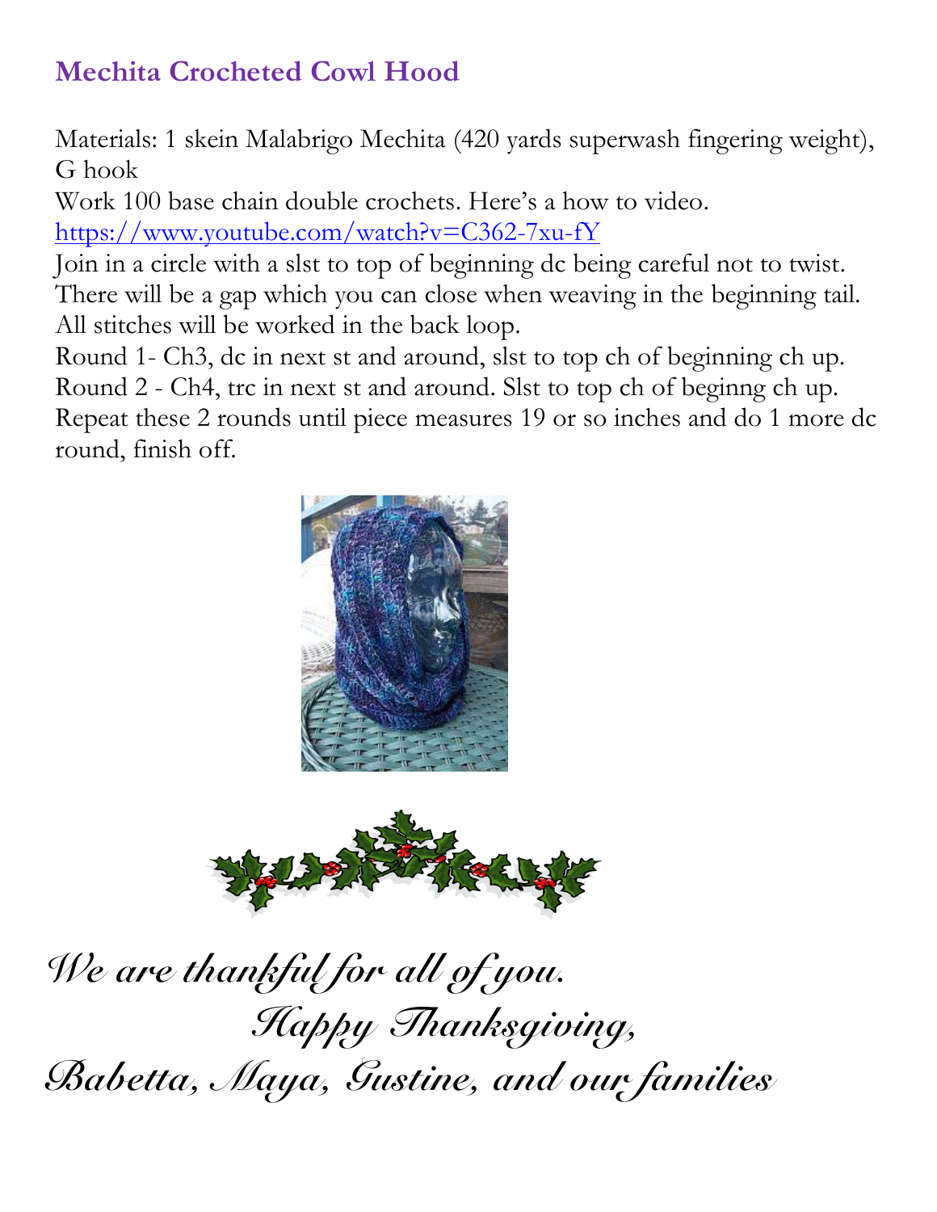## Mechita Crocheted Cowl Hood

Materials: 1 skein Malabrigo Mechita (420 yards superwash fingering weight), G hook

Work 100 base chain double crochets. Here's a how to video.
https://www.youtube.com/watch?v=C362-7xu-fY

Join in a circle with a slst to top of beginning dc being careful not to twist. There will be a gap which you can close when weaving in the beginning tail.

All stitches will be worked in the back loop.

Round 1- Ch3, dc in next st and around, slst to top ch of beginning ch up.

Round 2 - Ch4, trc in next st and around. Slst to top ch of beginng ch up.

Repeat these 2 rounds until piece measures 19 or so inches and do 1 more dc round, finish off.

*We are thankful for all of you.*

*Happy Thanksgiving,*

*Babetta, Maya, Gustine, and our families*